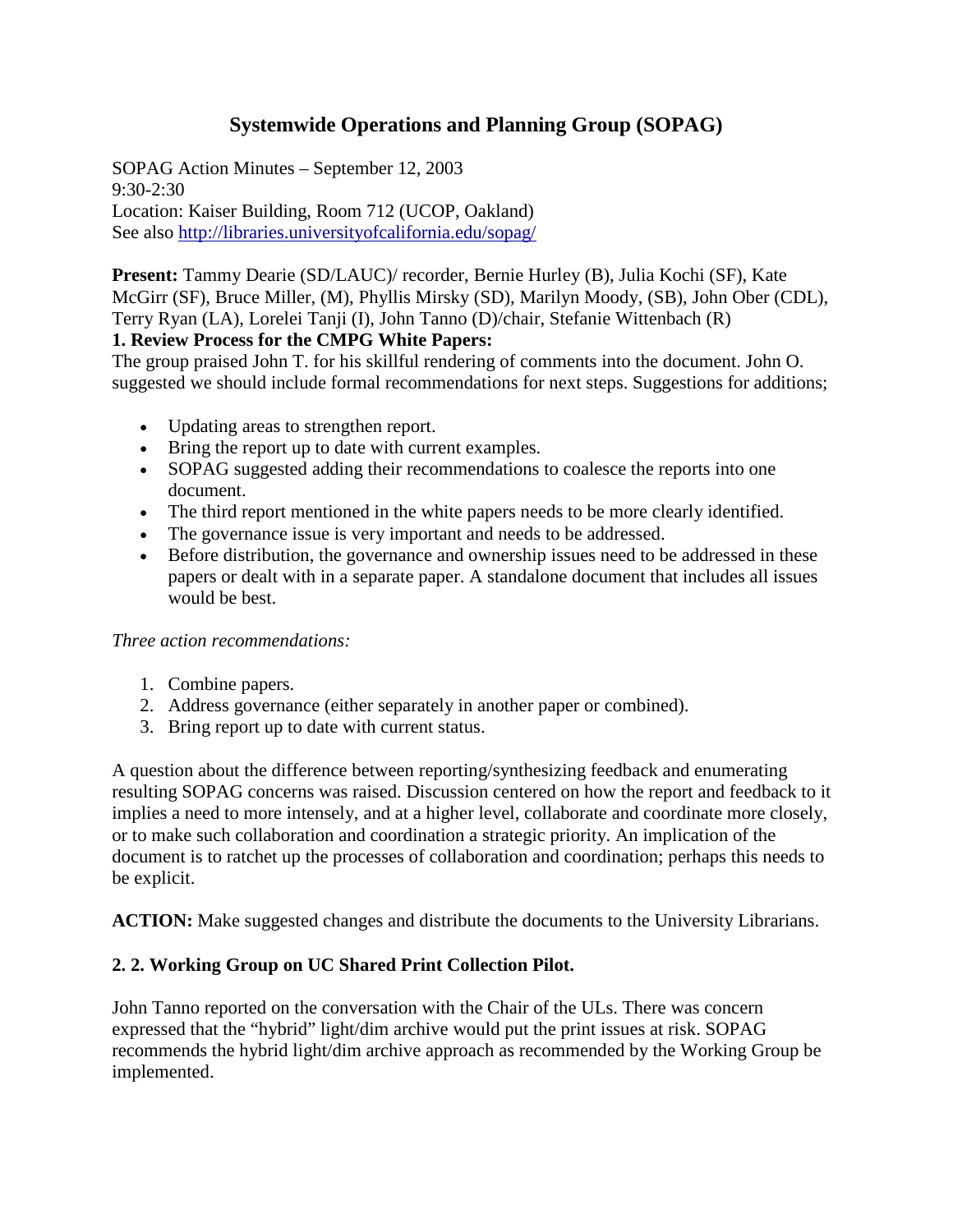# Systemwide Operations and Planning Group (SOPAG)

SOPAG Action Minutes – September 12, 2003
9:30-2:30
Location: Kaiser Building, Room 712 (UCOP, Oakland)
See also http://libraries.universityofcalifornia.edu/sopag/

**Present:** Tammy Dearie (SD/LAUC)/ recorder, Bernie Hurley (B), Julia Kochi (SF), Kate McGirr (SF), Bruce Miller, (M), Phyllis Mirsky (SD), Marilyn Moody, (SB), John Ober (CDL), Terry Ryan (LA), Lorelei Tanji (I), John Tanno (D)/chair, Stefanie Wittenbach (R)

**1. Review Process for the CMPG White Papers:**

The group praised John T. for his skillful rendering of comments into the document. John O. suggested we should include formal recommendations for next steps. Suggestions for additions;

- Updating areas to strengthen report.
- Bring the report up to date with current examples.
- SOPAG suggested adding their recommendations to coalesce the reports into one document.
- The third report mentioned in the white papers needs to be more clearly identified.
- The governance issue is very important and needs to be addressed.
- Before distribution, the governance and ownership issues need to be addressed in these papers or dealt with in a separate paper. A standalone document that includes all issues would be best.

*Three action recommendations:*

1. Combine papers.
2. Address governance (either separately in another paper or combined).
3. Bring report up to date with current status.

A question about the difference between reporting/synthesizing feedback and enumerating resulting SOPAG concerns was raised. Discussion centered on how the report and feedback to it implies a need to more intensely, and at a higher level, collaborate and coordinate more closely, or to make such collaboration and coordination a strategic priority. An implication of the document is to ratchet up the processes of collaboration and coordination; perhaps this needs to be explicit.

**ACTION:** Make suggested changes and distribute the documents to the University Librarians.

**2. 2. Working Group on UC Shared Print Collection Pilot.**

John Tanno reported on the conversation with the Chair of the ULs. There was concern expressed that the "hybrid" light/dim archive would put the print issues at risk. SOPAG recommends the hybrid light/dim archive approach as recommended by the Working Group be implemented.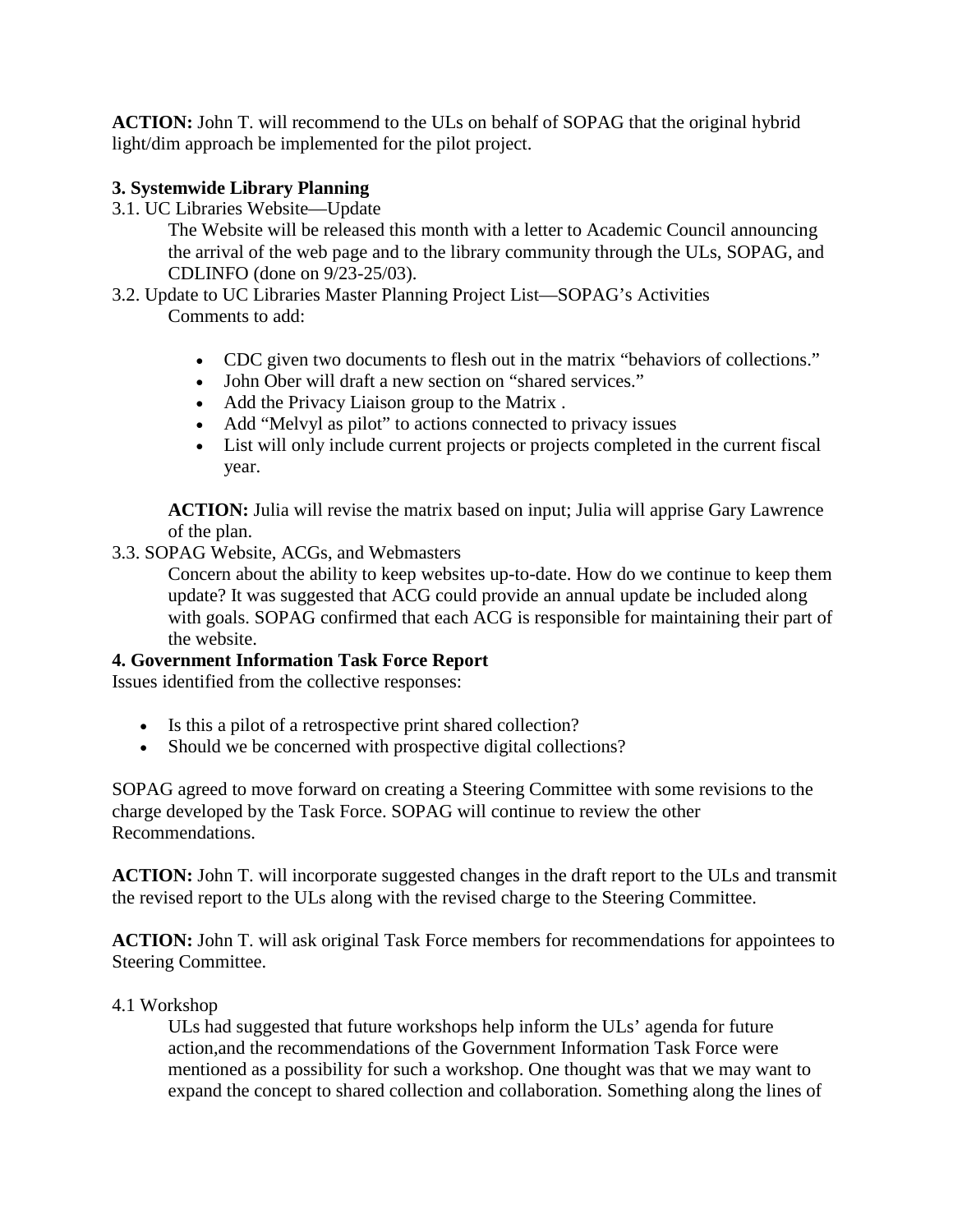**ACTION:** John T. will recommend to the ULs on behalf of SOPAG that the original hybrid light/dim approach be implemented for the pilot project.

**3. Systemwide Library Planning**

3.1. UC Libraries Website—Update

The Website will be released this month with a letter to Academic Council announcing the arrival of the web page and to the library community through the ULs, SOPAG, and CDLINFO (done on 9/23-25/03).

3.2. Update to UC Libraries Master Planning Project List—SOPAG's Activities

Comments to add:

- CDC given two documents to flesh out in the matrix "behaviors of collections."
- John Ober will draft a new section on "shared services."
- Add the Privacy Liaison group to the Matrix .
- Add "Melvyl as pilot" to actions connected to privacy issues
- List will only include current projects or projects completed in the current fiscal year.

**ACTION:** Julia will revise the matrix based on input; Julia will apprise Gary Lawrence of the plan.

3.3. SOPAG Website, ACGs, and Webmasters

Concern about the ability to keep websites up-to-date. How do we continue to keep them update? It was suggested that ACG could provide an annual update be included along with goals. SOPAG confirmed that each ACG is responsible for maintaining their part of the website.

**4. Government Information Task Force Report**

Issues identified from the collective responses:

- Is this a pilot of a retrospective print shared collection?
- Should we be concerned with prospective digital collections?

SOPAG agreed to move forward on creating a Steering Committee with some revisions to the charge developed by the Task Force. SOPAG will continue to review the other Recommendations.

**ACTION:** John T. will incorporate suggested changes in the draft report to the ULs and transmit the revised report to the ULs along with the revised charge to the Steering Committee.

**ACTION:** John T. will ask original Task Force members for recommendations for appointees to Steering Committee.

4.1 Workshop

ULs had suggested that future workshops help inform the ULs' agenda for future action,and the recommendations of the Government Information Task Force were mentioned as a possibility for such a workshop. One thought was that we may want to expand the concept to shared collection and collaboration. Something along the lines of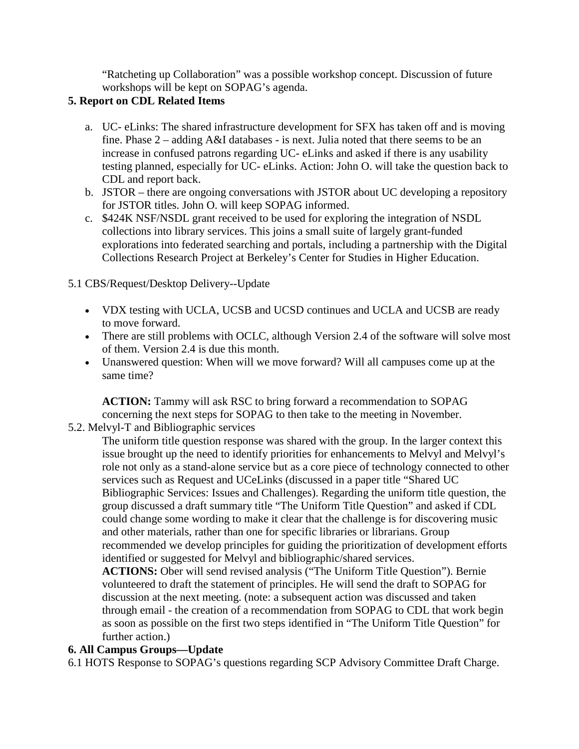"Ratcheting up Collaboration" was a possible workshop concept. Discussion of future workshops will be kept on SOPAG's agenda.

**5. Report on CDL Related Items**

a. UC- eLinks: The shared infrastructure development for SFX has taken off and is moving fine. Phase 2 – adding A&I databases - is next. Julia noted that there seems to be an increase in confused patrons regarding UC- eLinks and asked if there is any usability testing planned, especially for UC- eLinks. Action: John O. will take the question back to CDL and report back.
b. JSTOR – there are ongoing conversations with JSTOR about UC developing a repository for JSTOR titles. John O. will keep SOPAG informed.
c. $424K NSF/NSDL grant received to be used for exploring the integration of NSDL collections into library services. This joins a small suite of largely grant-funded explorations into federated searching and portals, including a partnership with the Digital Collections Research Project at Berkeley's Center for Studies in Higher Education.

5.1 CBS/Request/Desktop Delivery--Update

- VDX testing with UCLA, UCSB and UCSD continues and UCLA and UCSB are ready to move forward.
- There are still problems with OCLC, although Version 2.4 of the software will solve most of them. Version 2.4 is due this month.
- Unanswered question: When will we move forward? Will all campuses come up at the same time?

**ACTION:** Tammy will ask RSC to bring forward a recommendation to SOPAG concerning the next steps for SOPAG to then take to the meeting in November.

5.2. Melvyl-T and Bibliographic services

The uniform title question response was shared with the group. In the larger context this issue brought up the need to identify priorities for enhancements to Melvyl and Melvyl's role not only as a stand-alone service but as a core piece of technology connected to other services such as Request and UCeLinks (discussed in a paper title "Shared UC Bibliographic Services: Issues and Challenges). Regarding the uniform title question, the group discussed a draft summary title "The Uniform Title Question" and asked if CDL could change some wording to make it clear that the challenge is for discovering music and other materials, rather than one for specific libraries or librarians. Group recommended we develop principles for guiding the prioritization of development efforts identified or suggested for Melvyl and bibliographic/shared services.

**ACTIONS:** Ober will send revised analysis ("The Uniform Title Question"). Bernie volunteered to draft the statement of principles. He will send the draft to SOPAG for discussion at the next meeting. (note: a subsequent action was discussed and taken through email - the creation of a recommendation from SOPAG to CDL that work begin as soon as possible on the first two steps identified in "The Uniform Title Question" for further action.)

**6. All Campus Groups—Update**

6.1 HOTS Response to SOPAG's questions regarding SCP Advisory Committee Draft Charge.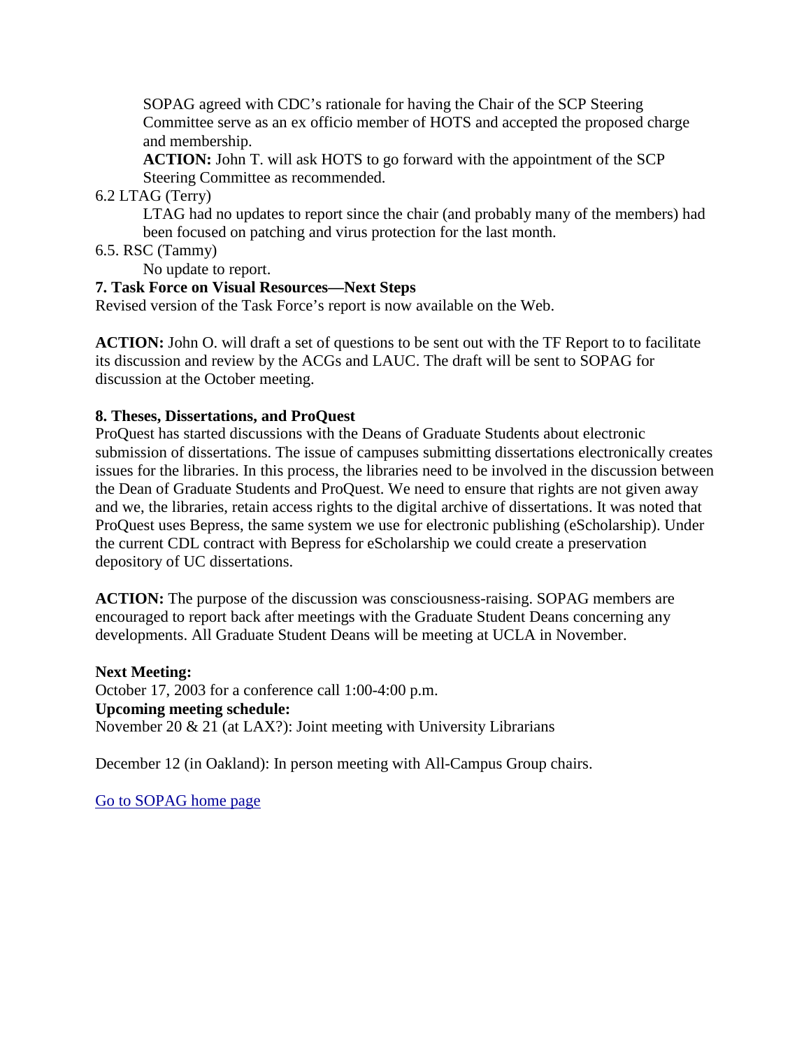SOPAG agreed with CDC's rationale for having the Chair of the SCP Steering Committee serve as an ex officio member of HOTS and accepted the proposed charge and membership.

**ACTION:** John T. will ask HOTS to go forward with the appointment of the SCP Steering Committee as recommended.

6.2 LTAG (Terry)

LTAG had no updates to report since the chair (and probably many of the members) had been focused on patching and virus protection for the last month.

6.5. RSC (Tammy)

No update to report.

**7. Task Force on Visual Resources—Next Steps**

Revised version of the Task Force's report is now available on the Web.

**ACTION:** John O. will draft a set of questions to be sent out with the TF Report to to facilitate its discussion and review by the ACGs and LAUC. The draft will be sent to SOPAG for discussion at the October meeting.

**8. Theses, Dissertations, and ProQuest**

ProQuest has started discussions with the Deans of Graduate Students about electronic submission of dissertations. The issue of campuses submitting dissertations electronically creates issues for the libraries. In this process, the libraries need to be involved in the discussion between the Dean of Graduate Students and ProQuest. We need to ensure that rights are not given away and we, the libraries, retain access rights to the digital archive of dissertations. It was noted that ProQuest uses Bepress, the same system we use for electronic publishing (eScholarship). Under the current CDL contract with Bepress for eScholarship we could create a preservation depository of UC dissertations.

**ACTION:** The purpose of the discussion was consciousness-raising. SOPAG members are encouraged to report back after meetings with the Graduate Student Deans concerning any developments. All Graduate Student Deans will be meeting at UCLA in November.

**Next Meeting:**

October 17, 2003 for a conference call 1:00-4:00 p.m.

**Upcoming meeting schedule:**

November 20 & 21 (at LAX?): Joint meeting with University Librarians

December 12 (in Oakland): In person meeting with All-Campus Group chairs.

Go to SOPAG home page